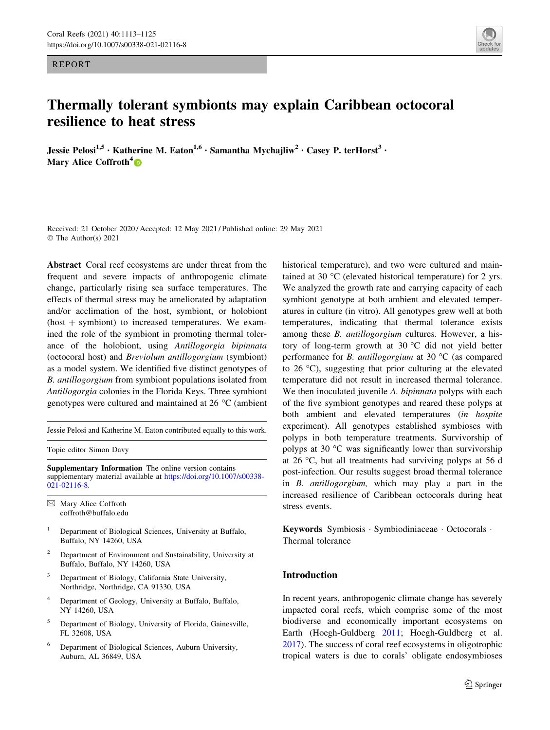REPORT

# Thermally tolerant symbionts may explain Caribbean octocoral resilience to heat stress

**Jessie Pelosi[1,5] · Katherine M. Eaton[1,6] · Samantha Mychajliw[2] · Casey P. terHorst[3] · Mary Alice Coffroth[4]**

Received: 21 October 2020 / Accepted: 12 May 2021 / Published online: 29 May 2021
© The Author(s) 2021

**Abstract** Coral reef ecosystems are under threat from the frequent and severe impacts of anthropogenic climate change, particularly rising sea surface temperatures. The effects of thermal stress may be ameliorated by adaptation and/or acclimation of the host, symbiont, or holobiont (host + symbiont) to increased temperatures. We examined the role of the symbiont in promoting thermal tolerance of the holobiont, using *Antillogorgia bipinnata* (octocoral host) and *Breviolum antillogorgium* (symbiont) as a model system. We identified five distinct genotypes of *B. antillogorgium* from symbiont populations isolated from *Antillogorgia* colonies in the Florida Keys. Three symbiont genotypes were cultured and maintained at 26 °C (ambient historical temperature), and two were cultured and maintained at 30 °C (elevated historical temperature) for 2 yrs. We analyzed the growth rate and carrying capacity of each symbiont genotype at both ambient and elevated temperatures in culture (in vitro). All genotypes grew well at both temperatures, indicating that thermal tolerance exists among these *B. antillogorgium* cultures. However, a history of long-term growth at 30 °C did not yield better performance for *B. antillogorgium* at 30 °C (as compared to 26 °C), suggesting that prior culturing at the elevated temperature did not result in increased thermal tolerance. We then inoculated juvenile *A. bipinnata* polyps with each of the five symbiont genotypes and reared these polyps at both ambient and elevated temperatures (*in hospite* experiment). All genotypes established symbioses with polyps in both temperature treatments. Survivorship of polyps at 30 °C was significantly lower than survivorship at 26 °C, but all treatments had surviving polyps at 56 d post-infection. Our results suggest broad thermal tolerance in *B. antillogorgium,* which may play a part in the increased resilience of Caribbean octocorals during heat stress events.

**Keywords** Symbiosis · Symbiodiniaceae · Octocorals · Thermal tolerance

Jessie Pelosi and Katherine M. Eaton contributed equally to this work.

Topic editor Simon Davy

**Supplementary Information** The online version contains supplementary material available at https://doi.org/10.1007/s00338-021-02116-8.

✉ Mary Alice Coffroth
coffroth@buffalo.edu

[1] Department of Biological Sciences, University at Buffalo, Buffalo, NY 14260, USA

[2] Department of Environment and Sustainability, University at Buffalo, Buffalo, NY 14260, USA

[3] Department of Biology, California State University, Northridge, Northridge, CA 91330, USA

[4] Department of Geology, University at Buffalo, Buffalo, NY 14260, USA

[5] Department of Biology, University of Florida, Gainesville, FL 32608, USA

[6] Department of Biological Sciences, Auburn University, Auburn, AL 36849, USA

## Introduction

In recent years, anthropogenic climate change has severely impacted coral reefs, which comprise some of the most biodiverse and economically important ecosystems on Earth (Hoegh-Guldberg 2011; Hoegh-Guldberg et al. 2017). The success of coral reef ecosystems in oligotrophic tropical waters is due to corals' obligate endosymbioses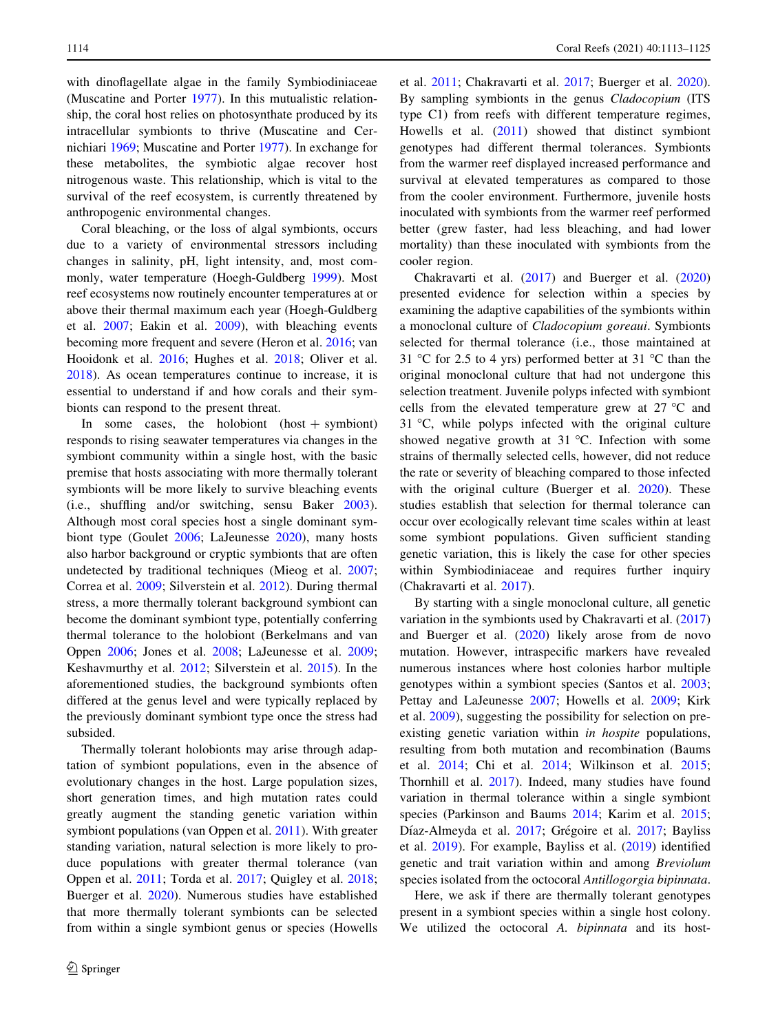with dinoflagellate algae in the family Symbiodiniaceae (Muscatine and Porter 1977). In this mutualistic relationship, the coral host relies on photosynthate produced by its intracellular symbionts to thrive (Muscatine and Cernichiari 1969; Muscatine and Porter 1977). In exchange for these metabolites, the symbiotic algae recover host nitrogenous waste. This relationship, which is vital to the survival of the reef ecosystem, is currently threatened by anthropogenic environmental changes.

Coral bleaching, or the loss of algal symbionts, occurs due to a variety of environmental stressors including changes in salinity, pH, light intensity, and, most commonly, water temperature (Hoegh-Guldberg 1999). Most reef ecosystems now routinely encounter temperatures at or above their thermal maximum each year (Hoegh-Guldberg et al. 2007; Eakin et al. 2009), with bleaching events becoming more frequent and severe (Heron et al. 2016; van Hooidonk et al. 2016; Hughes et al. 2018; Oliver et al. 2018). As ocean temperatures continue to increase, it is essential to understand if and how corals and their symbionts can respond to the present threat.

In some cases, the holobiont (host + symbiont) responds to rising seawater temperatures via changes in the symbiont community within a single host, with the basic premise that hosts associating with more thermally tolerant symbionts will be more likely to survive bleaching events (i.e., shuffling and/or switching, sensu Baker 2003). Although most coral species host a single dominant symbiont type (Goulet 2006; LaJeunesse 2020), many hosts also harbor background or cryptic symbionts that are often undetected by traditional techniques (Mieog et al. 2007; Correa et al. 2009; Silverstein et al. 2012). During thermal stress, a more thermally tolerant background symbiont can become the dominant symbiont type, potentially conferring thermal tolerance to the holobiont (Berkelmans and van Oppen 2006; Jones et al. 2008; LaJeunesse et al. 2009; Keshavmurthy et al. 2012; Silverstein et al. 2015). In the aforementioned studies, the background symbionts often differed at the genus level and were typically replaced by the previously dominant symbiont type once the stress had subsided.

Thermally tolerant holobionts may arise through adaptation of symbiont populations, even in the absence of evolutionary changes in the host. Large population sizes, short generation times, and high mutation rates could greatly augment the standing genetic variation within symbiont populations (van Oppen et al. 2011). With greater standing variation, natural selection is more likely to produce populations with greater thermal tolerance (van Oppen et al. 2011; Torda et al. 2017; Quigley et al. 2018; Buerger et al. 2020). Numerous studies have established that more thermally tolerant symbionts can be selected from within a single symbiont genus or species (Howells et al. 2011; Chakravarti et al. 2017; Buerger et al. 2020). By sampling symbionts in the genus *Cladocopium* (ITS type C1) from reefs with different temperature regimes, Howells et al. (2011) showed that distinct symbiont genotypes had different thermal tolerances. Symbionts from the warmer reef displayed increased performance and survival at elevated temperatures as compared to those from the cooler environment. Furthermore, juvenile hosts inoculated with symbionts from the warmer reef performed better (grew faster, had less bleaching, and had lower mortality) than these inoculated with symbionts from the cooler region.

Chakravarti et al. (2017) and Buerger et al. (2020) presented evidence for selection within a species by examining the adaptive capabilities of the symbionts within a monoclonal culture of *Cladocopium goreaui*. Symbionts selected for thermal tolerance (i.e., those maintained at 31 °C for 2.5 to 4 yrs) performed better at 31 °C than the original monoclonal culture that had not undergone this selection treatment. Juvenile polyps infected with symbiont cells from the elevated temperature grew at 27 °C and 31 °C, while polyps infected with the original culture showed negative growth at 31 °C. Infection with some strains of thermally selected cells, however, did not reduce the rate or severity of bleaching compared to those infected with the original culture (Buerger et al. 2020). These studies establish that selection for thermal tolerance can occur over ecologically relevant time scales within at least some symbiont populations. Given sufficient standing genetic variation, this is likely the case for other species within Symbiodiniaceae and requires further inquiry (Chakravarti et al. 2017).

By starting with a single monoclonal culture, all genetic variation in the symbionts used by Chakravarti et al. (2017) and Buerger et al. (2020) likely arose from de novo mutation. However, intraspecific markers have revealed numerous instances where host colonies harbor multiple genotypes within a symbiont species (Santos et al. 2003; Pettay and LaJeunesse 2007; Howells et al. 2009; Kirk et al. 2009), suggesting the possibility for selection on pre-existing genetic variation within *in hospite* populations, resulting from both mutation and recombination (Baums et al. 2014; Chi et al. 2014; Wilkinson et al. 2015; Thornhill et al. 2017). Indeed, many studies have found variation in thermal tolerance within a single symbiont species (Parkinson and Baums 2014; Karim et al. 2015; Díaz-Almeyda et al. 2017; Grégoire et al. 2017; Bayliss et al. 2019). For example, Bayliss et al. (2019) identified genetic and trait variation within and among *Breviolum* species isolated from the octocoral *Antillogorgia bipinnata*.

Here, we ask if there are thermally tolerant genotypes present in a symbiont species within a single host colony. We utilized the octocoral *A. bipinnata* and its host-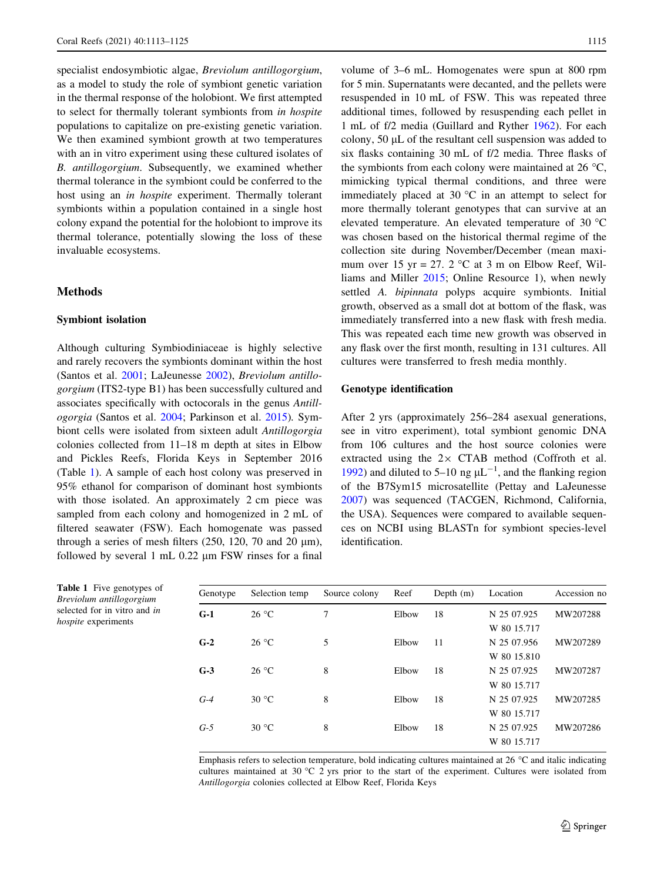specialist endosymbiotic algae, *Breviolum antillogorgium*, as a model to study the role of symbiont genetic variation in the thermal response of the holobiont. We first attempted to select for thermally tolerant symbionts from *in hospite* populations to capitalize on pre-existing genetic variation. We then examined symbiont growth at two temperatures with an in vitro experiment using these cultured isolates of *B. antillogorgium*. Subsequently, we examined whether thermal tolerance in the symbiont could be conferred to the host using an *in hospite* experiment. Thermally tolerant symbionts within a population contained in a single host colony expand the potential for the holobiont to improve its thermal tolerance, potentially slowing the loss of these invaluable ecosystems.

## Methods

### Symbiont isolation

Although culturing Symbiodiniaceae is highly selective and rarely recovers the symbionts dominant within the host (Santos et al. 2001; LaJeunesse 2002), *Breviolum antillogorgium* (ITS2-type B1) has been successfully cultured and associates specifically with octocorals in the genus *Antillogorgia* (Santos et al. 2004; Parkinson et al. 2015). Symbiont cells were isolated from sixteen adult *Antillogorgia* colonies collected from 11–18 m depth at sites in Elbow and Pickles Reefs, Florida Keys in September 2016 (Table 1). A sample of each host colony was preserved in 95% ethanol for comparison of dominant host symbionts with those isolated. An approximately 2 cm piece was sampled from each colony and homogenized in 2 mL of filtered seawater (FSW). Each homogenate was passed through a series of mesh filters (250, 120, 70 and 20 μm), followed by several 1 mL 0.22 μm FSW rinses for a final volume of 3–6 mL. Homogenates were spun at 800 rpm for 5 min. Supernatants were decanted, and the pellets were resuspended in 10 mL of FSW. This was repeated three additional times, followed by resuspending each pellet in 1 mL of f/2 media (Guillard and Ryther 1962). For each colony, 50 μL of the resultant cell suspension was added to six flasks containing 30 mL of f/2 media. Three flasks of the symbionts from each colony were maintained at 26 °C, mimicking typical thermal conditions, and three were immediately placed at 30 °C in an attempt to select for more thermally tolerant genotypes that can survive at an elevated temperature. An elevated temperature of 30 °C was chosen based on the historical thermal regime of the collection site during November/December (mean maximum over 15 yr = 27. 2 °C at 3 m on Elbow Reef, Williams and Miller 2015; Online Resource 1), when newly settled *A. bipinnata* polyps acquire symbionts. Initial growth, observed as a small dot at bottom of the flask, was immediately transferred into a new flask with fresh media. This was repeated each time new growth was observed in any flask over the first month, resulting in 131 cultures. All cultures were transferred to fresh media monthly.

### Genotype identification

After 2 yrs (approximately 256–284 asexual generations, see in vitro experiment), total symbiont genomic DNA from 106 cultures and the host source colonies were extracted using the 2× CTAB method (Coffroth et al. 1992) and diluted to 5–10 ng $\mu L^{-1}$, and the flanking region of the B7Sym15 microsatellite (Pettay and LaJeunesse 2007) was sequenced (TACGEN, Richmond, California, the USA). Sequences were compared to available sequences on NCBI using BLASTn for symbiont species-level identification.

**Table 1** Five genotypes of *Breviolum antillogorgium* selected for in vitro and *in hospite* experiments

| Genotype | Selection temp | Source colony | Reef | Depth (m) | Location | Accession no |
|---|---|---|---|---|---|---|
| **G-1** | 26 °C | 7 | Elbow | 18 | N 25 07.925 W 80 15.717 | MW207288 |
| **G-2** | 26 °C | 5 | Elbow | 11 | N 25 07.956 W 80 15.810 | MW207289 |
| **G-3** | 26 °C | 8 | Elbow | 18 | N 25 07.925 W 80 15.717 | MW207287 |
| *G-4* | 30 °C | 8 | Elbow | 18 | N 25 07.925 W 80 15.717 | MW207285 |
| *G-5* | 30 °C | 8 | Elbow | 18 | N 25 07.925 W 80 15.717 | MW207286 |

Emphasis refers to selection temperature, bold indicating cultures maintained at 26 °C and italic indicating cultures maintained at 30 °C 2 yrs prior to the start of the experiment. Cultures were isolated from *Antillogorgia* colonies collected at Elbow Reef, Florida Keys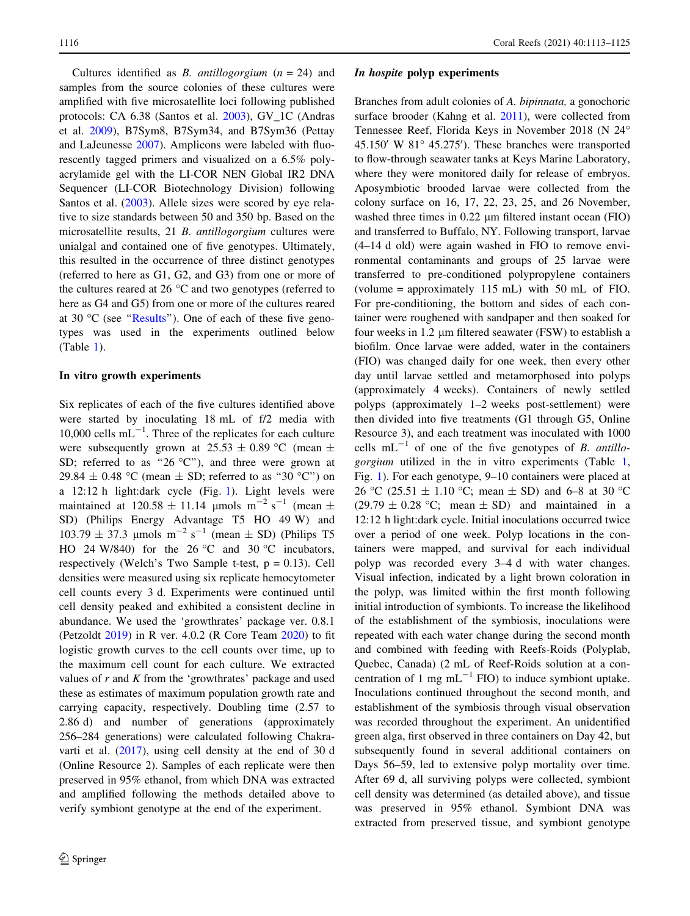Cultures identified as *B. antillogorgium* ($n = 24$) and samples from the source colonies of these cultures were amplified with five microsatellite loci following published protocols: CA 6.38 (Santos et al. 2003), GV_1C (Andras et al. 2009), B7Sym8, B7Sym34, and B7Sym36 (Pettay and LaJeunesse 2007). Amplicons were labeled with fluorescently tagged primers and visualized on a 6.5% polyacrylamide gel with the LI-COR NEN Global IR2 DNA Sequencer (LI-COR Biotechnology Division) following Santos et al. (2003). Allele sizes were scored by eye relative to size standards between 50 and 350 bp. Based on the microsatellite results, 21 *B. antillogorgium* cultures were unialgal and contained one of five genotypes. Ultimately, this resulted in the occurrence of three distinct genotypes (referred to here as G1, G2, and G3) from one or more of the cultures reared at 26 °C and two genotypes (referred to here as G4 and G5) from one or more of the cultures reared at 30 °C (see "Results"). One of each of these five genotypes was used in the experiments outlined below (Table 1).

### In vitro growth experiments

Six replicates of each of the five cultures identified above were started by inoculating 18 mL of f/2 media with 10,000 cells $mL^{-1}$. Three of the replicates for each culture were subsequently grown at $25.53 \pm 0.89$ °C (mean ± SD; referred to as "26 °C"), and three were grown at $29.84 \pm 0.48$ °C (mean ± SD; referred to as "30 °C") on a 12:12 h light:dark cycle (Fig. 1). Light levels were maintained at $120.58 \pm 11.14$ µmols $m^{-2}$ $s^{-1}$ (mean ± SD) (Philips Energy Advantage T5 HO 49 W) and $103.79 \pm 37.3$ µmols $m^{-2}$ $s^{-1}$ (mean ± SD) (Philips T5 HO 24 W/840) for the 26 °C and 30 °C incubators, respectively (Welch's Two Sample t-test, $p = 0.13$). Cell densities were measured using six replicate hemocytometer cell counts every 3 d. Experiments were continued until cell density peaked and exhibited a consistent decline in abundance. We used the 'growthrates' package ver. 0.8.1 (Petzoldt 2019) in R ver. 4.0.2 (R Core Team 2020) to fit logistic growth curves to the cell counts over time, up to the maximum cell count for each culture. We extracted values of $r$ and $K$ from the 'growthrates' package and used these as estimates of maximum population growth rate and carrying capacity, respectively. Doubling time (2.57 to 2.86 d) and number of generations (approximately 256–284 generations) were calculated following Chakravarti et al. (2017), using cell density at the end of 30 d (Online Resource 2). Samples of each replicate were then preserved in 95% ethanol, from which DNA was extracted and amplified following the methods detailed above to verify symbiont genotype at the end of the experiment.

### *In hospite* polyp experiments

Branches from adult colonies of *A. bipinnata,* a gonochoric surface brooder (Kahng et al. 2011), were collected from Tennessee Reef, Florida Keys in November 2018 (N 24° 45.150′ W 81° 45.275′). These branches were transported to flow-through seawater tanks at Keys Marine Laboratory, where they were monitored daily for release of embryos. Aposymbiotic brooded larvae were collected from the colony surface on 16, 17, 22, 23, 25, and 26 November, washed three times in 0.22 µm filtered instant ocean (FIO) and transferred to Buffalo, NY. Following transport, larvae (4–14 d old) were again washed in FIO to remove environmental contaminants and groups of 25 larvae were transferred to pre-conditioned polypropylene containers (volume = approximately 115 mL) with 50 mL of FIO. For pre-conditioning, the bottom and sides of each container were roughened with sandpaper and then soaked for four weeks in 1.2 µm filtered seawater (FSW) to establish a biofilm. Once larvae were added, water in the containers (FIO) was changed daily for one week, then every other day until larvae settled and metamorphosed into polyps (approximately 4 weeks). Containers of newly settled polyps (approximately 1–2 weeks post-settlement) were then divided into five treatments (G1 through G5, Online Resource 3), and each treatment was inoculated with 1000 cells $mL^{-1}$ of one of the five genotypes of *B. antillogorgium* utilized in the in vitro experiments (Table 1, Fig. 1). For each genotype, 9–10 containers were placed at 26 °C ($25.51 \pm 1.10$ °C; mean ± SD) and 6–8 at 30 °C ($29.79 \pm 0.28$ °C; mean ± SD) and maintained in a 12:12 h light:dark cycle. Initial inoculations occurred twice over a period of one week. Polyp locations in the containers were mapped, and survival for each individual polyp was recorded every 3–4 d with water changes. Visual infection, indicated by a light brown coloration in the polyp, was limited within the first month following initial introduction of symbionts. To increase the likelihood of the establishment of the symbiosis, inoculations were repeated with each water change during the second month and combined with feeding with Reefs-Roids (Polyplab, Quebec, Canada) (2 mL of Reef-Roids solution at a concentration of 1 mg $mL^{-1}$ FIO) to induce symbiont uptake. Inoculations continued throughout the second month, and establishment of the symbiosis through visual observation was recorded throughout the experiment. An unidentified green alga, first observed in three containers on Day 42, but subsequently found in several additional containers on Days 56–59, led to extensive polyp mortality over time. After 69 d, all surviving polyps were collected, symbiont cell density was determined (as detailed above), and tissue was preserved in 95% ethanol. Symbiont DNA was extracted from preserved tissue, and symbiont genotype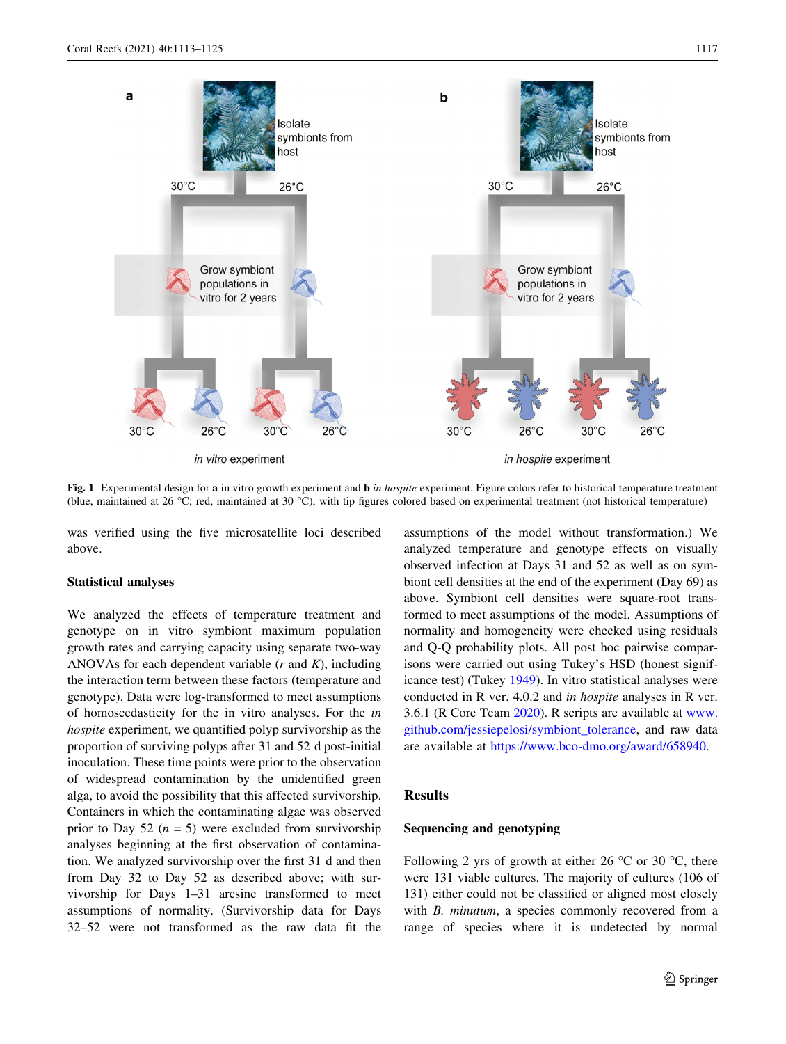Fig. 1 Experimental design for **a** in vitro growth experiment and **b** *in hospite* experiment. Figure colors refer to historical temperature treatment (blue, maintained at 26 °C; red, maintained at 30 °C), with tip figures colored based on experimental treatment (not historical temperature)

was verified using the five microsatellite loci described above.

### Statistical analyses

We analyzed the effects of temperature treatment and genotype on in vitro symbiont maximum population growth rates and carrying capacity using separate two-way ANOVAs for each dependent variable ($r$ and $K$), including the interaction term between these factors (temperature and genotype). Data were log-transformed to meet assumptions of homoscedasticity for the in vitro analyses. For the *in hospite* experiment, we quantified polyp survivorship as the proportion of surviving polyps after 31 and 52 d post-initial inoculation. These time points were prior to the observation of widespread contamination by the unidentified green alga, to avoid the possibility that this affected survivorship. Containers in which the contaminating algae was observed prior to Day 52 ($n = 5$) were excluded from survivorship analyses beginning at the first observation of contamination. We analyzed survivorship over the first 31 d and then from Day 32 to Day 52 as described above; with survivorship for Days 1–31 arcsine transformed to meet assumptions of normality. (Survivorship data for Days 32–52 were not transformed as the raw data fit the assumptions of the model without transformation.) We analyzed temperature and genotype effects on visually observed infection at Days 31 and 52 as well as on symbiont cell densities at the end of the experiment (Day 69) as above. Symbiont cell densities were square-root transformed to meet assumptions of the model. Assumptions of normality and homogeneity were checked using residuals and Q-Q probability plots. All post hoc pairwise comparisons were carried out using Tukey's HSD (honest significance test) (Tukey 1949). In vitro statistical analyses were conducted in R ver. 4.0.2 and *in hospite* analyses in R ver. 3.6.1 (R Core Team 2020). R scripts are available at www.github.com/jessiepelosi/symbiont_tolerance, and raw data are available at https://www.bco-dmo.org/award/658940.

## Results

### Sequencing and genotyping

Following 2 yrs of growth at either 26 °C or 30 °C, there were 131 viable cultures. The majority of cultures (106 of 131) either could not be classified or aligned most closely with *B. minutum*, a species commonly recovered from a range of species where it is undetected by normal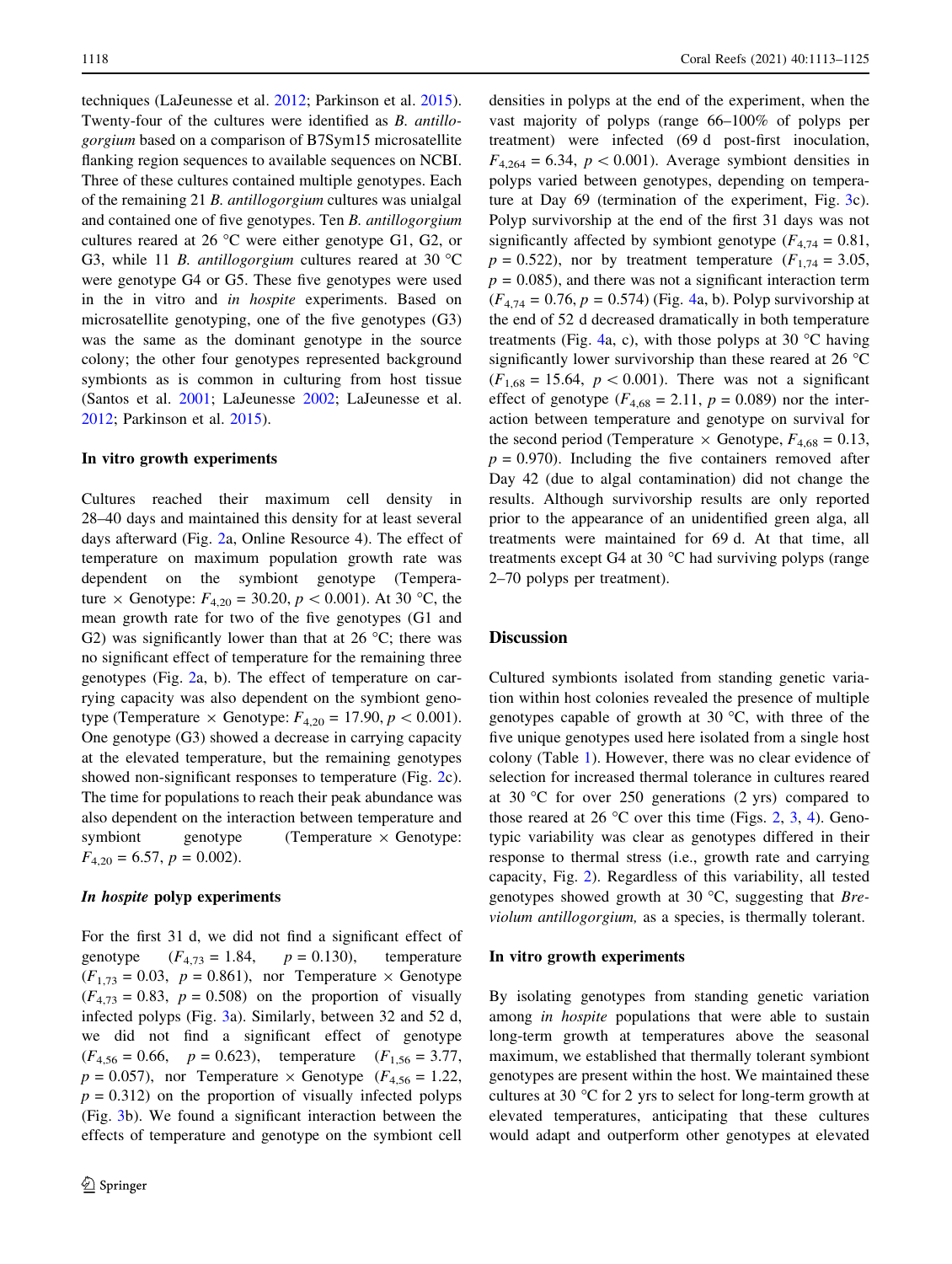techniques (LaJeunesse et al. 2012; Parkinson et al. 2015). Twenty-four of the cultures were identified as *B. antillogorgium* based on a comparison of B7Sym15 microsatellite flanking region sequences to available sequences on NCBI. Three of these cultures contained multiple genotypes. Each of the remaining 21 *B. antillogorgium* cultures was unialgal and contained one of five genotypes. Ten *B. antillogorgium* cultures reared at 26 °C were either genotype G1, G2, or G3, while 11 *B. antillogorgium* cultures reared at 30 °C were genotype G4 or G5. These five genotypes were used in the in vitro and *in hospite* experiments. Based on microsatellite genotyping, one of the five genotypes (G3) was the same as the dominant genotype in the source colony; the other four genotypes represented background symbionts as is common in culturing from host tissue (Santos et al. 2001; LaJeunesse 2002; LaJeunesse et al. 2012; Parkinson et al. 2015).

### In vitro growth experiments

Cultures reached their maximum cell density in 28–40 days and maintained this density for at least several days afterward (Fig. 2a, Online Resource 4). The effect of temperature on maximum population growth rate was dependent on the symbiont genotype (Temperature × Genotype: $F_{4,20} = 30.20$, $p < 0.001$). At 30 °C, the mean growth rate for two of the five genotypes (G1 and G2) was significantly lower than that at 26 °C; there was no significant effect of temperature for the remaining three genotypes (Fig. 2a, b). The effect of temperature on carrying capacity was also dependent on the symbiont genotype (Temperature × Genotype: $F_{4,20} = 17.90$, $p < 0.001$). One genotype (G3) showed a decrease in carrying capacity at the elevated temperature, but the remaining genotypes showed non-significant responses to temperature (Fig. 2c). The time for populations to reach their peak abundance was also dependent on the interaction between temperature and symbiont genotype (Temperature × Genotype: $F_{4,20} = 6.57$, $p = 0.002$).

### *In hospite* polyp experiments

For the first 31 d, we did not find a significant effect of genotype ($F_{4,73} = 1.84$, $p = 0.130$), temperature ($F_{1,73} = 0.03$, $p = 0.861$), nor Temperature × Genotype ($F_{4,73} = 0.83$, $p = 0.508$) on the proportion of visually infected polyps (Fig. 3a). Similarly, between 32 and 52 d, we did not find a significant effect of genotype ($F_{4,56} = 0.66$, $p = 0.623$), temperature ($F_{1,56} = 3.77$, $p = 0.057$), nor Temperature × Genotype ($F_{4,56} = 1.22$, $p = 0.312$) on the proportion of visually infected polyps (Fig. 3b). We found a significant interaction between the effects of temperature and genotype on the symbiont cell densities in polyps at the end of the experiment, when the vast majority of polyps (range 66–100% of polyps per treatment) were infected (69 d post-first inoculation, $F_{4,264} = 6.34$, $p < 0.001$). Average symbiont densities in polyps varied between genotypes, depending on temperature at Day 69 (termination of the experiment, Fig. 3c). Polyp survivorship at the end of the first 31 days was not significantly affected by symbiont genotype ($F_{4,74} = 0.81$, $p = 0.522$), nor by treatment temperature ($F_{1,74} = 3.05$, $p = 0.085$), and there was not a significant interaction term ($F_{4,74} = 0.76$, $p = 0.574$) (Fig. 4a, b). Polyp survivorship at the end of 52 d decreased dramatically in both temperature treatments (Fig. 4a, c), with those polyps at 30 °C having significantly lower survivorship than these reared at 26 °C ($F_{1,68} = 15.64$, $p < 0.001$). There was not a significant effect of genotype ($F_{4,68} = 2.11$, $p = 0.089$) nor the interaction between temperature and genotype on survival for the second period (Temperature × Genotype, $F_{4,68} = 0.13$, $p = 0.970$). Including the five containers removed after Day 42 (due to algal contamination) did not change the results. Although survivorship results are only reported prior to the appearance of an unidentified green alga, all treatments were maintained for 69 d. At that time, all treatments except G4 at 30 °C had surviving polyps (range 2–70 polyps per treatment).

## Discussion

Cultured symbionts isolated from standing genetic variation within host colonies revealed the presence of multiple genotypes capable of growth at 30 °C, with three of the five unique genotypes used here isolated from a single host colony (Table 1). However, there was no clear evidence of selection for increased thermal tolerance in cultures reared at 30 °C for over 250 generations (2 yrs) compared to those reared at 26 °C over this time (Figs. 2, 3, 4). Genotypic variability was clear as genotypes differed in their response to thermal stress (i.e., growth rate and carrying capacity, Fig. 2). Regardless of this variability, all tested genotypes showed growth at 30 °C, suggesting that *Breviolum antillogorgium,* as a species, is thermally tolerant.

### In vitro growth experiments

By isolating genotypes from standing genetic variation among *in hospite* populations that were able to sustain long-term growth at temperatures above the seasonal maximum, we established that thermally tolerant symbiont genotypes are present within the host. We maintained these cultures at 30 °C for 2 yrs to select for long-term growth at elevated temperatures, anticipating that these cultures would adapt and outperform other genotypes at elevated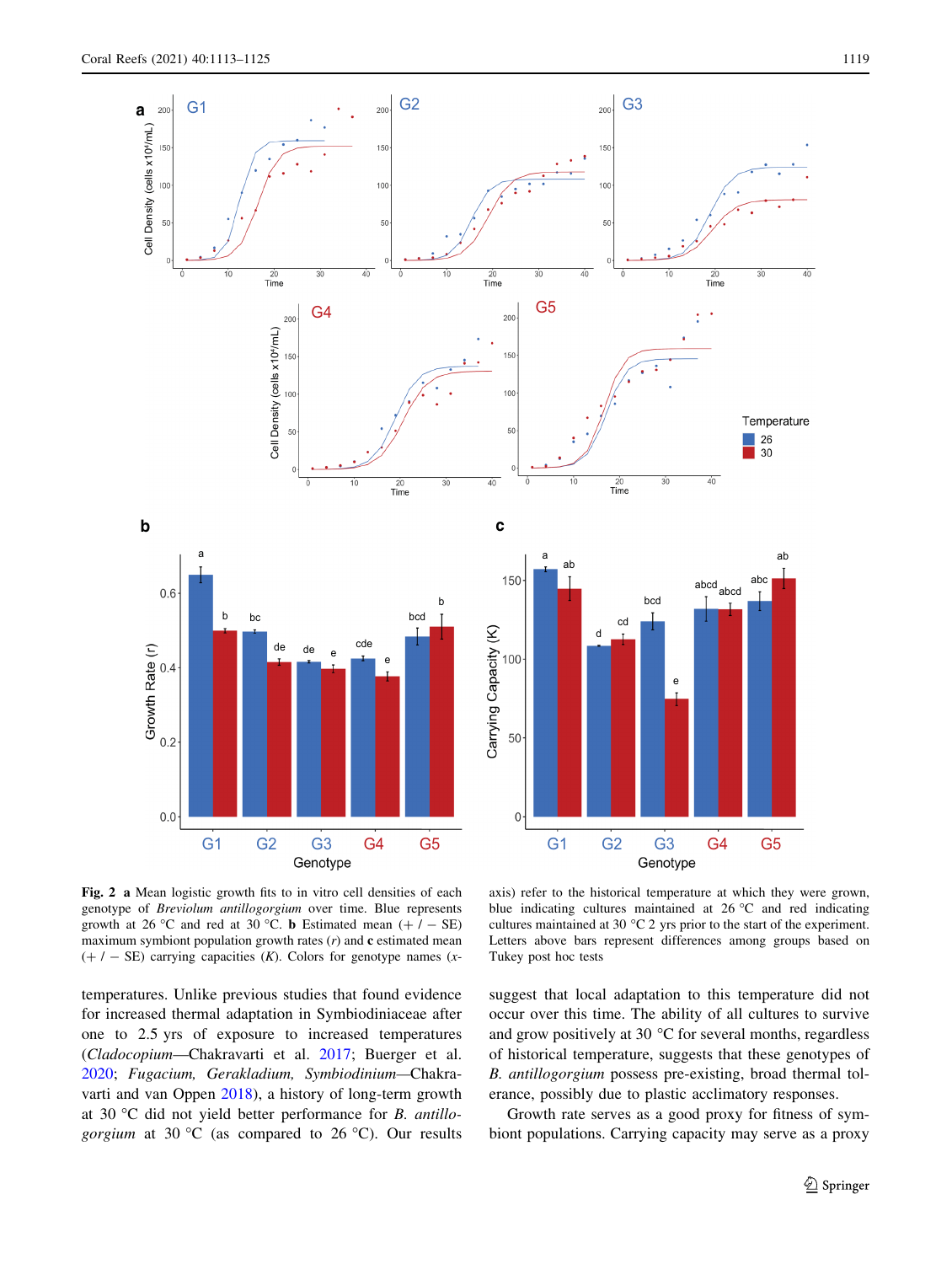**Fig. 2** **a** Mean logistic growth fits to in vitro cell densities of each genotype of *Breviolum antillogorgium* over time. Blue represents growth at 26 °C and red at 30 °C. **b** Estimated mean (+ / − SE) maximum symbiont population growth rates (*r*) and **c** estimated mean (+ / − SE) carrying capacities (*K*). Colors for genotype names (x-axis) refer to the historical temperature at which they were grown, blue indicating cultures maintained at 26 °C and red indicating cultures maintained at 30 °C 2 yrs prior to the start of the experiment. Letters above bars represent differences among groups based on Tukey post hoc tests

temperatures. Unlike previous studies that found evidence for increased thermal adaptation in Symbiodiniaceae after one to 2.5 yrs of exposure to increased temperatures (*Cladocopium*—Chakravarti et al. 2017; Buerger et al. 2020; *Fugacium, Gerakladium, Symbiodinium*—Chakravarti and van Oppen 2018), a history of long-term growth at 30 °C did not yield better performance for *B. antillogorgium* at 30 °C (as compared to 26 °C). Our results suggest that local adaptation to this temperature did not occur over this time. The ability of all cultures to survive and grow positively at 30 °C for several months, regardless of historical temperature, suggests that these genotypes of *B. antillogorgium* possess pre-existing, broad thermal tolerance, possibly due to plastic acclimatory responses.

Growth rate serves as a good proxy for fitness of symbiont populations. Carrying capacity may serve as a proxy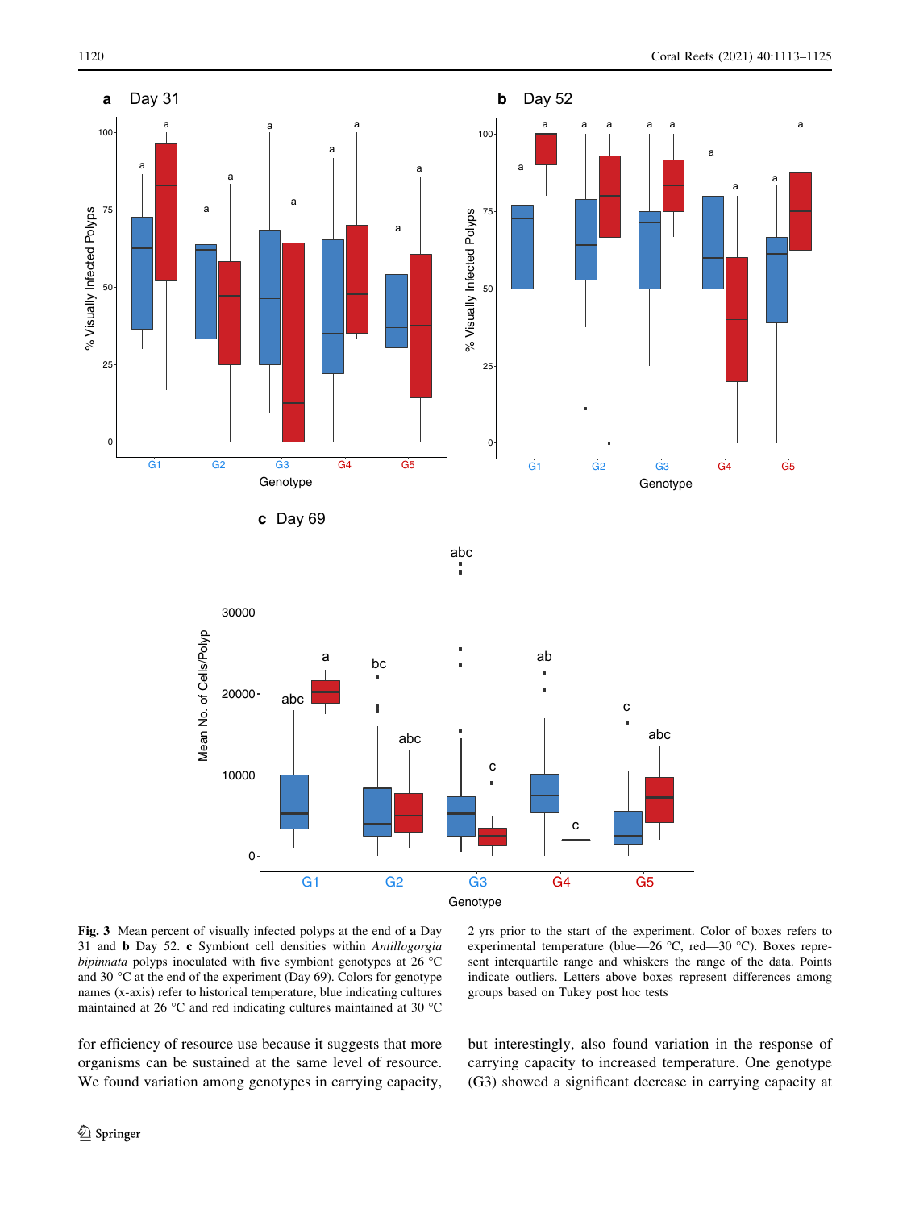**Fig. 3** Mean percent of visually infected polyps at the end of **a** Day 31 and **b** Day 52. **c** Symbiont cell densities within *Antillogorgia bipinnata* polyps inoculated with five symbiont genotypes at 26 °C and 30 °C at the end of the experiment (Day 69). Colors for genotype names (x-axis) refer to historical temperature, blue indicating cultures maintained at 26 °C and red indicating cultures maintained at 30 °C 2 yrs prior to the start of the experiment. Color of boxes refers to experimental temperature (blue—26 °C, red—30 °C). Boxes represent interquartile range and whiskers the range of the data. Points indicate outliers. Letters above boxes represent differences among groups based on Tukey post hoc tests

for efficiency of resource use because it suggests that more organisms can be sustained at the same level of resource. We found variation among genotypes in carrying capacity, but interestingly, also found variation in the response of carrying capacity to increased temperature. One genotype (G3) showed a significant decrease in carrying capacity at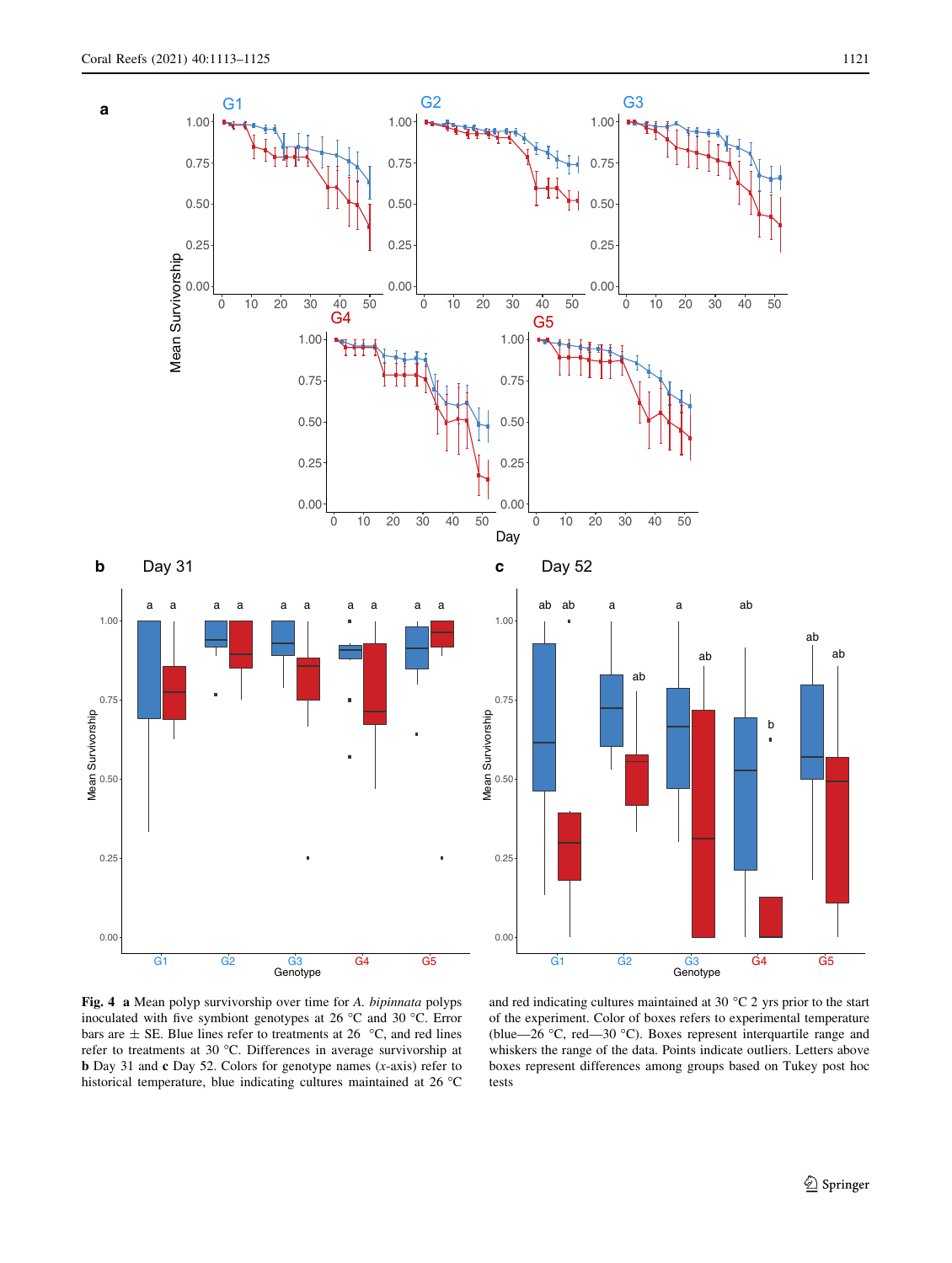**Fig. 4** **a** Mean polyp survivorship over time for *A. bipinnata* polyps inoculated with five symbiont genotypes at 26 °C and 30 °C. Error bars are ± SE. Blue lines refer to treatments at 26 °C, and red lines refer to treatments at 30 °C. Differences in average survivorship at **b** Day 31 and **c** Day 52. Colors for genotype names (*x*-axis) refer to historical temperature, blue indicating cultures maintained at 26 °C and red indicating cultures maintained at 30 °C 2 yrs prior to the start of the experiment. Color of boxes refers to experimental temperature (blue—26 °C, red—30 °C). Boxes represent interquartile range and whiskers the range of the data. Points indicate outliers. Letters above boxes represent differences among groups based on Tukey post hoc tests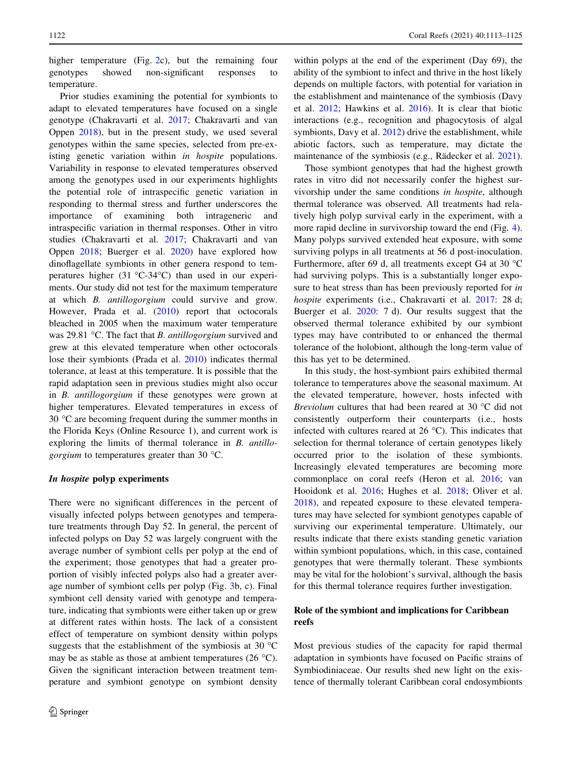higher temperature (Fig. 2c), but the remaining four genotypes showed non-significant responses to temperature.

Prior studies examining the potential for symbionts to adapt to elevated temperatures have focused on a single genotype (Chakravarti et al. 2017; Chakravarti and van Oppen 2018), but in the present study, we used several genotypes within the same species, selected from pre-existing genetic variation within *in hospite* populations. Variability in response to elevated temperatures observed among the genotypes used in our experiments highlights the potential role of intraspecific genetic variation in responding to thermal stress and further underscores the importance of examining both intrageneric and intraspecific variation in thermal responses. Other in vitro studies (Chakravarti et al. 2017; Chakravarti and van Oppen 2018; Buerger et al. 2020) have explored how dinoflagellate symbionts in other genera respond to temperatures higher (31 °C-34°C) than used in our experiments. Our study did not test for the maximum temperature at which *B. antillogorgium* could survive and grow. However, Prada et al. (2010) report that octocorals bleached in 2005 when the maximum water temperature was 29.81 °C. The fact that *B. antillogorgium* survived and grew at this elevated temperature when other octocorals lose their symbionts (Prada et al. 2010) indicates thermal tolerance, at least at this temperature. It is possible that the rapid adaptation seen in previous studies might also occur in *B. antillogorgium* if these genotypes were grown at higher temperatures. Elevated temperatures in excess of 30 °C are becoming frequent during the summer months in the Florida Keys (Online Resource 1), and current work is exploring the limits of thermal tolerance in *B. antillogorgium* to temperatures greater than 30 °C.

### *In hospite* polyp experiments

There were no significant differences in the percent of visually infected polyps between genotypes and temperature treatments through Day 52. In general, the percent of infected polyps on Day 52 was largely congruent with the average number of symbiont cells per polyp at the end of the experiment; those genotypes that had a greater proportion of visibly infected polyps also had a greater average number of symbiont cells per polyp (Fig. 3b, c). Final symbiont cell density varied with genotype and temperature, indicating that symbionts were either taken up or grew at different rates within hosts. The lack of a consistent effect of temperature on symbiont density within polyps suggests that the establishment of the symbiosis at 30 °C may be as stable as those at ambient temperatures (26 °C). Given the significant interaction between treatment temperature and symbiont genotype on symbiont density within polyps at the end of the experiment (Day 69), the ability of the symbiont to infect and thrive in the host likely depends on multiple factors, with potential for variation in the establishment and maintenance of the symbiosis (Davy et al. 2012; Hawkins et al. 2016). It is clear that biotic interactions (e.g., recognition and phagocytosis of algal symbionts, Davy et al. 2012) drive the establishment, while abiotic factors, such as temperature, may dictate the maintenance of the symbiosis (e.g., Rädecker et al. 2021).

Those symbiont genotypes that had the highest growth rates in vitro did not necessarily confer the highest survivorship under the same conditions *in hospite*, although thermal tolerance was observed. All treatments had relatively high polyp survival early in the experiment, with a more rapid decline in survivorship toward the end (Fig. 4). Many polyps survived extended heat exposure, with some surviving polyps in all treatments at 56 d post-inoculation. Furthermore, after 69 d, all treatments except G4 at 30 °C had surviving polyps. This is a substantially longer exposure to heat stress than has been previously reported for *in hospite* experiments (i.e., Chakravarti et al. 2017: 28 d; Buerger et al. 2020: 7 d). Our results suggest that the observed thermal tolerance exhibited by our symbiont types may have contributed to or enhanced the thermal tolerance of the holobiont, although the long-term value of this has yet to be determined.

In this study, the host-symbiont pairs exhibited thermal tolerance to temperatures above the seasonal maximum. At the elevated temperature, however, hosts infected with *Breviolum* cultures that had been reared at 30 °C did not consistently outperform their counterparts (i.e., hosts infected with cultures reared at 26 °C). This indicates that selection for thermal tolerance of certain genotypes likely occurred prior to the isolation of these symbionts. Increasingly elevated temperatures are becoming more commonplace on coral reefs (Heron et al. 2016; van Hooidonk et al. 2016; Hughes et al. 2018; Oliver et al. 2018), and repeated exposure to these elevated temperatures may have selected for symbiont genotypes capable of surviving our experimental temperature. Ultimately, our results indicate that there exists standing genetic variation within symbiont populations, which, in this case, contained genotypes that were thermally tolerant. These symbionts may be vital for the holobiont's survival, although the basis for this thermal tolerance requires further investigation.

### Role of the symbiont and implications for Caribbean reefs

Most previous studies of the capacity for rapid thermal adaptation in symbionts have focused on Pacific strains of Symbiodiniaceae. Our results shed new light on the existence of thermally tolerant Caribbean coral endosymbionts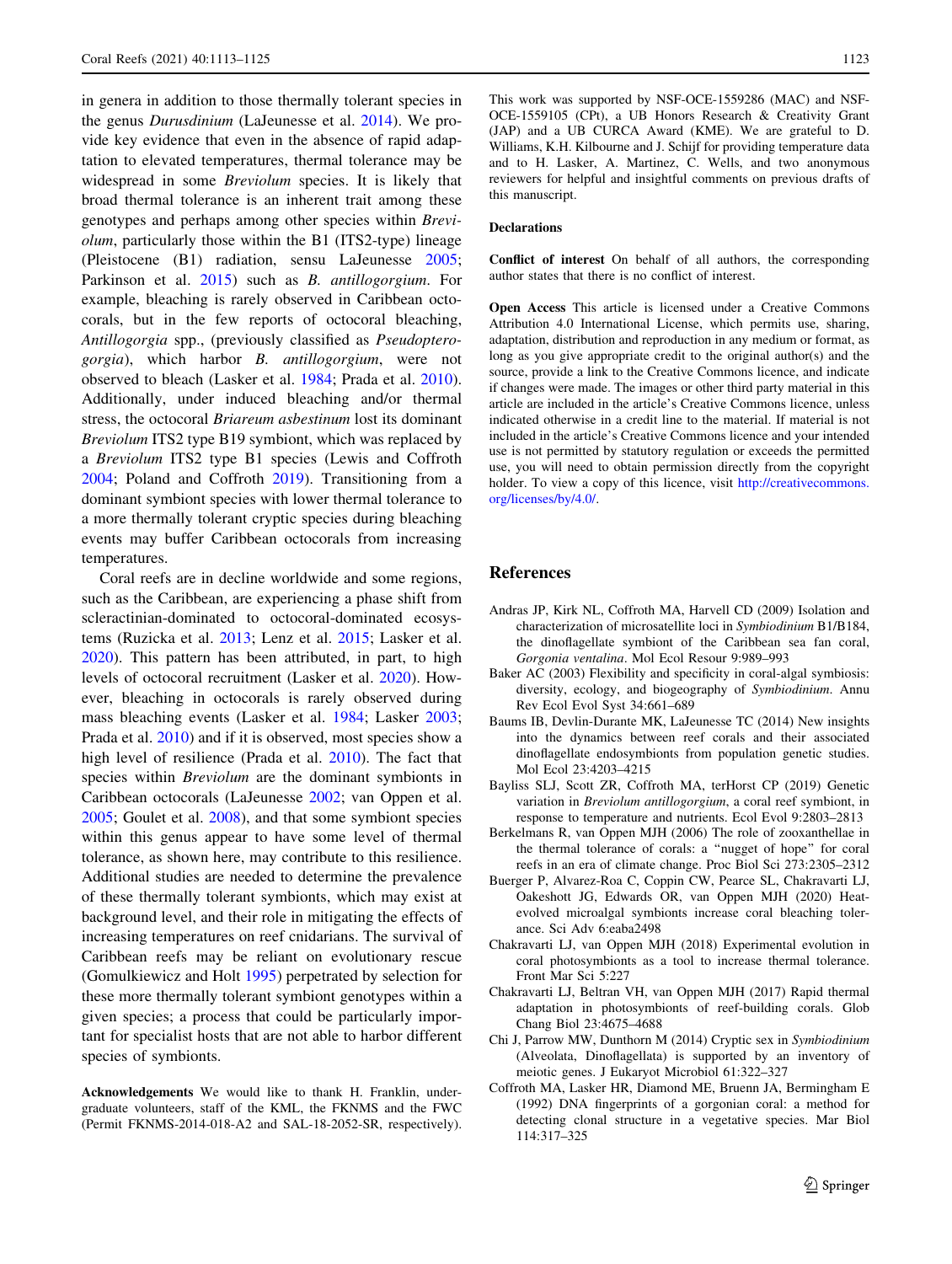in genera in addition to those thermally tolerant species in the genus *Durusdinium* (LaJeunesse et al. 2014). We provide key evidence that even in the absence of rapid adaptation to elevated temperatures, thermal tolerance may be widespread in some *Breviolum* species. It is likely that broad thermal tolerance is an inherent trait among these genotypes and perhaps among other species within *Breviolum*, particularly those within the B1 (ITS2-type) lineage (Pleistocene (B1) radiation, sensu LaJeunesse 2005; Parkinson et al. 2015) such as *B. antillogorgium*. For example, bleaching is rarely observed in Caribbean octocorals, but in the few reports of octocoral bleaching, *Antillogorgia* spp., (previously classified as *Pseudopterogorgia*), which harbor *B. antillogorgium*, were not observed to bleach (Lasker et al. 1984; Prada et al. 2010). Additionally, under induced bleaching and/or thermal stress, the octocoral *Briareum asbestinum* lost its dominant *Breviolum* ITS2 type B19 symbiont, which was replaced by a *Breviolum* ITS2 type B1 species (Lewis and Coffroth 2004; Poland and Coffroth 2019). Transitioning from a dominant symbiont species with lower thermal tolerance to a more thermally tolerant cryptic species during bleaching events may buffer Caribbean octocorals from increasing temperatures.

Coral reefs are in decline worldwide and some regions, such as the Caribbean, are experiencing a phase shift from scleractinian-dominated to octocoral-dominated ecosystems (Ruzicka et al. 2013; Lenz et al. 2015; Lasker et al. 2020). This pattern has been attributed, in part, to high levels of octocoral recruitment (Lasker et al. 2020). However, bleaching in octocorals is rarely observed during mass bleaching events (Lasker et al. 1984; Lasker 2003; Prada et al. 2010) and if it is observed, most species show a high level of resilience (Prada et al. 2010). The fact that species within *Breviolum* are the dominant symbionts in Caribbean octocorals (LaJeunesse 2002; van Oppen et al. 2005; Goulet et al. 2008), and that some symbiont species within this genus appear to have some level of thermal tolerance, as shown here, may contribute to this resilience. Additional studies are needed to determine the prevalence of these thermally tolerant symbionts, which may exist at background level, and their role in mitigating the effects of increasing temperatures on reef cnidarians. The survival of Caribbean reefs may be reliant on evolutionary rescue (Gomulkiewicz and Holt 1995) perpetrated by selection for these more thermally tolerant symbiont genotypes within a given species; a process that could be particularly important for specialist hosts that are not able to harbor different species of symbionts.

**Acknowledgements** We would like to thank H. Franklin, undergraduate volunteers, staff of the KML, the FKNMS and the FWC (Permit FKNMS-2014-018-A2 and SAL-18-2052-SR, respectively). This work was supported by NSF-OCE-1559286 (MAC) and NSF-OCE-1559105 (CPt), a UB Honors Research & Creativity Grant (JAP) and a UB CURCA Award (KME). We are grateful to D. Williams, K.H. Kilbourne and J. Schijf for providing temperature data and to H. Lasker, A. Martinez, C. Wells, and two anonymous reviewers for helpful and insightful comments on previous drafts of this manuscript.

#### Declarations

**Conflict of interest** On behalf of all authors, the corresponding author states that there is no conflict of interest.

**Open Access** This article is licensed under a Creative Commons Attribution 4.0 International License, which permits use, sharing, adaptation, distribution and reproduction in any medium or format, as long as you give appropriate credit to the original author(s) and the source, provide a link to the Creative Commons licence, and indicate if changes were made. The images or other third party material in this article are included in the article's Creative Commons licence, unless indicated otherwise in a credit line to the material. If material is not included in the article's Creative Commons licence and your intended use is not permitted by statutory regulation or exceeds the permitted use, you will need to obtain permission directly from the copyright holder. To view a copy of this licence, visit http://creativecommons.org/licenses/by/4.0/.

## References

Andras JP, Kirk NL, Coffroth MA, Harvell CD (2009) Isolation and characterization of microsatellite loci in *Symbiodinium* B1/B184, the dinoflagellate symbiont of the Caribbean sea fan coral, *Gorgonia ventalina*. Mol Ecol Resour 9:989–993

Baker AC (2003) Flexibility and specificity in coral-algal symbiosis: diversity, ecology, and biogeography of *Symbiodinium*. Annu Rev Ecol Evol Syst 34:661–689

Baums IB, Devlin-Durante MK, LaJeunesse TC (2014) New insights into the dynamics between reef corals and their associated dinoflagellate endosymbionts from population genetic studies. Mol Ecol 23:4203–4215

Bayliss SLJ, Scott ZR, Coffroth MA, terHorst CP (2019) Genetic variation in *Breviolum antillogorgium*, a coral reef symbiont, in response to temperature and nutrients. Ecol Evol 9:2803–2813

Berkelmans R, van Oppen MJH (2006) The role of zooxanthellae in the thermal tolerance of corals: a "nugget of hope" for coral reefs in an era of climate change. Proc Biol Sci 273:2305–2312

Buerger P, Alvarez-Roa C, Coppin CW, Pearce SL, Chakravarti LJ, Oakeshott JG, Edwards OR, van Oppen MJH (2020) Heat-evolved microalgal symbionts increase coral bleaching tolerance. Sci Adv 6:eaba2498

Chakravarti LJ, van Oppen MJH (2018) Experimental evolution in coral photosymbionts as a tool to increase thermal tolerance. Front Mar Sci 5:227

Chakravarti LJ, Beltran VH, van Oppen MJH (2017) Rapid thermal adaptation in photosymbionts of reef-building corals. Glob Chang Biol 23:4675–4688

Chi J, Parrow MW, Dunthorn M (2014) Cryptic sex in *Symbiodinium* (Alveolata, Dinoflagellata) is supported by an inventory of meiotic genes. J Eukaryot Microbiol 61:322–327

Coffroth MA, Lasker HR, Diamond ME, Bruenn JA, Bermingham E (1992) DNA fingerprints of a gorgonian coral: a method for detecting clonal structure in a vegetative species. Mar Biol 114:317–325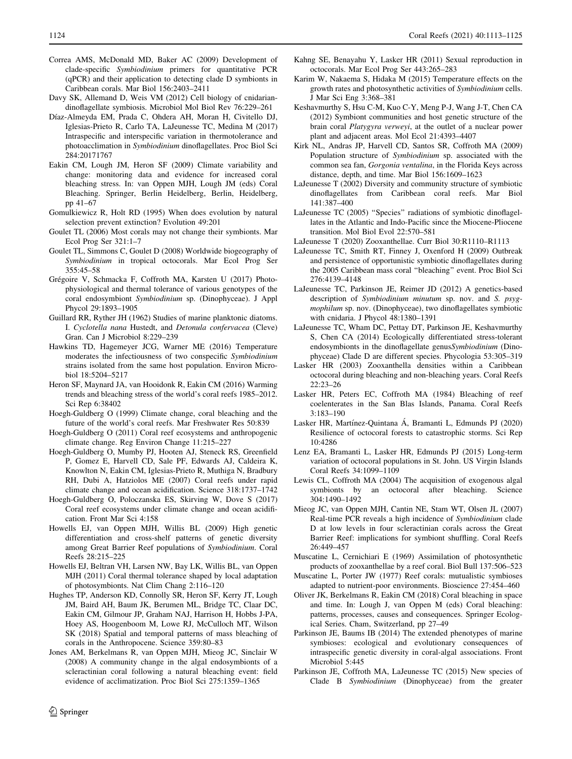Correa AMS, McDonald MD, Baker AC (2009) Development of clade-specific *Symbiodinium* primers for quantitative PCR (qPCR) and their application to detecting clade D symbionts in Caribbean corals. Mar Biol 156:2403–2411

Davy SK, Allemand D, Weis VM (2012) Cell biology of cnidarian-dinoflagellate symbiosis. Microbiol Mol Biol Rev 76:229–261

Díaz-Almeyda EM, Prada C, Ohdera AH, Moran H, Civitello DJ, Iglesias-Prieto R, Carlo TA, LaJeunesse TC, Medina M (2017) Intraspecific and interspecific variation in thermotolerance and photoacclimation in *Symbiodinium* dinoflagellates. Proc Biol Sci 284:20171767

Eakin CM, Lough JM, Heron SF (2009) Climate variability and change: monitoring data and evidence for increased coral bleaching stress. In: van Oppen MJH, Lough JM (eds) Coral Bleaching. Springer, Berlin Heidelberg, Berlin, Heidelberg, pp 41–67

Gomulkiewicz R, Holt RD (1995) When does evolution by natural selection prevent extinction? Evolution 49:201

Goulet TL (2006) Most corals may not change their symbionts. Mar Ecol Prog Ser 321:1–7

Goulet TL, Simmons C, Goulet D (2008) Worldwide biogeography of *Symbiodinium* in tropical octocorals. Mar Ecol Prog Ser 355:45–58

Grégoire V, Schmacka F, Coffroth MA, Karsten U (2017) Photophysiological and thermal tolerance of various genotypes of the coral endosymbiont *Symbiodinium* sp. (Dinophyceae). J Appl Phycol 29:1893–1905

Guillard RR, Ryther JH (1962) Studies of marine planktonic diatoms. I. *Cyclotella nana* Hustedt, and *Detonula confervacea* (Cleve) Gran. Can J Microbiol 8:229–239

Hawkins TD, Hagemeyer JCG, Warner ME (2016) Temperature moderates the infectiousness of two conspecific *Symbiodinium* strains isolated from the same host population. Environ Microbiol 18:5204–5217

Heron SF, Maynard JA, van Hooidonk R, Eakin CM (2016) Warming trends and bleaching stress of the world's coral reefs 1985–2012. Sci Rep 6:38402

Hoegh-Guldberg O (1999) Climate change, coral bleaching and the future of the world's coral reefs. Mar Freshwater Res 50:839

Hoegh-Guldberg O (2011) Coral reef ecosystems and anthropogenic climate change. Reg Environ Change 11:215–227

Hoegh-Guldberg O, Mumby PJ, Hooten AJ, Steneck RS, Greenfield P, Gomez E, Harvell CD, Sale PF, Edwards AJ, Caldeira K, Knowlton N, Eakin CM, Iglesias-Prieto R, Muthiga N, Bradbury RH, Dubi A, Hatziolos ME (2007) Coral reefs under rapid climate change and ocean acidification. Science 318:1737–1742

Hoegh-Guldberg O, Poloczanska ES, Skirving W, Dove S (2017) Coral reef ecosystems under climate change and ocean acidification. Front Mar Sci 4:158

Howells EJ, van Oppen MJH, Willis BL (2009) High genetic differentiation and cross-shelf patterns of genetic diversity among Great Barrier Reef populations of *Symbiodinium*. Coral Reefs 28:215–225

Howells EJ, Beltran VH, Larsen NW, Bay LK, Willis BL, van Oppen MJH (2011) Coral thermal tolerance shaped by local adaptation of photosymbionts. Nat Clim Chang 2:116–120

Hughes TP, Anderson KD, Connolly SR, Heron SF, Kerry JT, Lough JM, Baird AH, Baum JK, Berumen ML, Bridge TC, Claar DC, Eakin CM, Gilmour JP, Graham NAJ, Harrison H, Hobbs J-PA, Hoey AS, Hoogenboom M, Lowe RJ, McCulloch MT, Wilson SK (2018) Spatial and temporal patterns of mass bleaching of corals in the Anthropocene. Science 359:80–83

Jones AM, Berkelmans R, van Oppen MJH, Mieog JC, Sinclair W (2008) A community change in the algal endosymbionts of a scleractinian coral following a natural bleaching event: field evidence of acclimatization. Proc Biol Sci 275:1359–1365

Kahng SE, Benayahu Y, Lasker HR (2011) Sexual reproduction in octocorals. Mar Ecol Prog Ser 443:265–283

Karim W, Nakaema S, Hidaka M (2015) Temperature effects on the growth rates and photosynthetic activities of *Symbiodinium* cells. J Mar Sci Eng 3:368–381

Keshavmurthy S, Hsu C-M, Kuo C-Y, Meng P-J, Wang J-T, Chen CA (2012) Symbiont communities and host genetic structure of the brain coral *Platygyra verweyi*, at the outlet of a nuclear power plant and adjacent areas. Mol Ecol 21:4393–4407

Kirk NL, Andras JP, Harvell CD, Santos SR, Coffroth MA (2009) Population structure of *Symbiodinium* sp. associated with the common sea fan, *Gorgonia ventalina*, in the Florida Keys across distance, depth, and time. Mar Biol 156:1609–1623

LaJeunesse T (2002) Diversity and community structure of symbiotic dinoflagellates from Caribbean coral reefs. Mar Biol 141:387–400

LaJeunesse TC (2005) "Species" radiations of symbiotic dinoflagellates in the Atlantic and Indo-Pacific since the Miocene-Pliocene transition. Mol Biol Evol 22:570–581

LaJeunesse T (2020) Zooxanthellae. Curr Biol 30:R1110–R1113

LaJeunesse TC, Smith RT, Finney J, Oxenford H (2009) Outbreak and persistence of opportunistic symbiotic dinoflagellates during the 2005 Caribbean mass coral "bleaching" event. Proc Biol Sci 276:4139–4148

LaJeunesse TC, Parkinson JE, Reimer JD (2012) A genetics-based description of *Symbiodinium minutum* sp. nov. and *S. psygmophilum* sp. nov. (Dinophyceae), two dinoflagellates symbiotic with cnidaria. J Phycol 48:1380–1391

LaJeunesse TC, Wham DC, Pettay DT, Parkinson JE, Keshavmurthy S, Chen CA (2014) Ecologically differentiated stress-tolerant endosymbionts in the dinoflagellate genus*Symbiodinium* (Dinophyceae) Clade D are different species. Phycologia 53:305–319

Lasker HR (2003) Zooxanthella densities within a Caribbean octocoral during bleaching and non-bleaching years. Coral Reefs 22:23–26

Lasker HR, Peters EC, Coffroth MA (1984) Bleaching of reef coelenterates in the San Blas Islands, Panama. Coral Reefs 3:183–190

Lasker HR, Martínez-Quintana Á, Bramanti L, Edmunds PJ (2020) Resilience of octocoral forests to catastrophic storms. Sci Rep 10:4286

Lenz EA, Bramanti L, Lasker HR, Edmunds PJ (2015) Long-term variation of octocoral populations in St. John. US Virgin Islands Coral Reefs 34:1099–1109

Lewis CL, Coffroth MA (2004) The acquisition of exogenous algal symbionts by an octocoral after bleaching. Science 304:1490–1492

Mieog JC, van Oppen MJH, Cantin NE, Stam WT, Olsen JL (2007) Real-time PCR reveals a high incidence of *Symbiodinium* clade D at low levels in four scleractinian corals across the Great Barrier Reef: implications for symbiont shuffling. Coral Reefs 26:449–457

Muscatine L, Cernichiari E (1969) Assimilation of photosynthetic products of zooxanthellae by a reef coral. Biol Bull 137:506–523

Muscatine L, Porter JW (1977) Reef corals: mutualistic symbioses adapted to nutrient-poor environments. Bioscience 27:454–460

Oliver JK, Berkelmans R, Eakin CM (2018) Coral bleaching in space and time. In: Lough J, van Oppen M (eds) Coral bleaching: patterns, processes, causes and consequences. Springer Ecological Series. Cham, Switzerland, pp 27–49

Parkinson JE, Baums IB (2014) The extended phenotypes of marine symbioses: ecological and evolutionary consequences of intraspecific genetic diversity in coral-algal associations. Front Microbiol 5:445

Parkinson JE, Coffroth MA, LaJeunesse TC (2015) New species of Clade B *Symbiodinium* (Dinophyceae) from the greater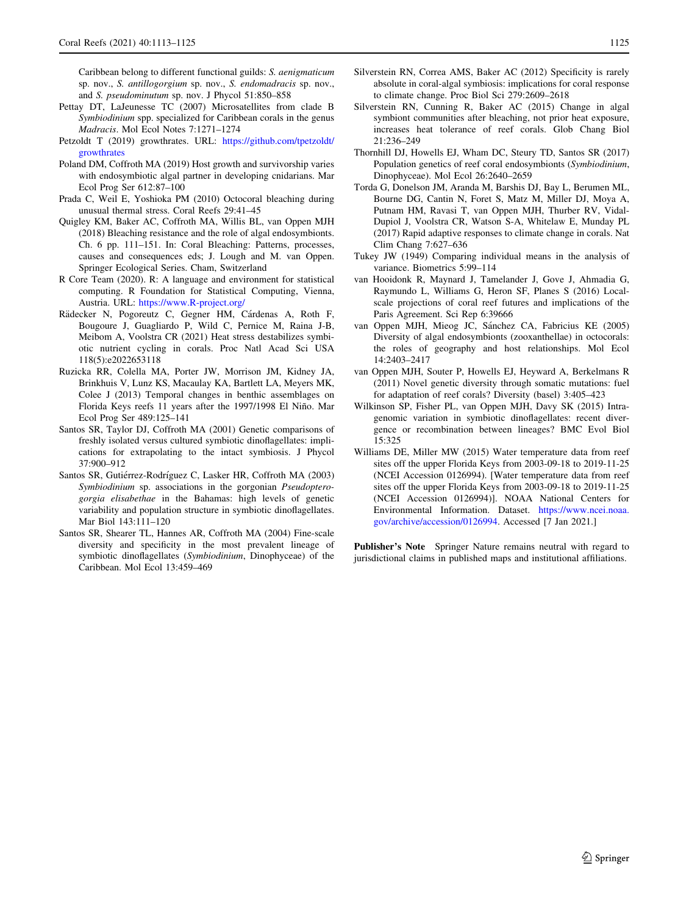Caribbean belong to different functional guilds: *S. aenigmaticum* sp. nov., *S. antillogorgium* sp. nov., *S. endomadracis* sp. nov., and *S. pseudominutum* sp. nov. J Phycol 51:850–858

Pettay DT, LaJeunesse TC (2007) Microsatellites from clade B *Symbiodinium* spp. specialized for Caribbean corals in the genus *Madracis*. Mol Ecol Notes 7:1271–1274

Petzoldt T (2019) growthrates. URL: https://github.com/tpetzoldt/growthrates

Poland DM, Coffroth MA (2019) Host growth and survivorship varies with endosymbiotic algal partner in developing cnidarians. Mar Ecol Prog Ser 612:87–100

Prada C, Weil E, Yoshioka PM (2010) Octocoral bleaching during unusual thermal stress. Coral Reefs 29:41–45

Quigley KM, Baker AC, Coffroth MA, Willis BL, van Oppen MJH (2018) Bleaching resistance and the role of algal endosymbionts. Ch. 6 pp. 111–151. In: Coral Bleaching: Patterns, processes, causes and consequences eds; J. Lough and M. van Oppen. Springer Ecological Series. Cham, Switzerland

R Core Team (2020). R: A language and environment for statistical computing. R Foundation for Statistical Computing, Vienna, Austria. URL: https://www.R-project.org/

Rädecker N, Pogoreutz C, Gegner HM, Cárdenas A, Roth F, Bougoure J, Guagliardo P, Wild C, Pernice M, Raina J-B, Meibom A, Voolstra CR (2021) Heat stress destabilizes symbiotic nutrient cycling in corals. Proc Natl Acad Sci USA 118(5):e2022653118

Ruzicka RR, Colella MA, Porter JW, Morrison JM, Kidney JA, Brinkhuis V, Lunz KS, Macaulay KA, Bartlett LA, Meyers MK, Colee J (2013) Temporal changes in benthic assemblages on Florida Keys reefs 11 years after the 1997/1998 El Niño. Mar Ecol Prog Ser 489:125–141

Santos SR, Taylor DJ, Coffroth MA (2001) Genetic comparisons of freshly isolated versus cultured symbiotic dinoflagellates: implications for extrapolating to the intact symbiosis. J Phycol 37:900–912

Santos SR, Gutiérrez-Rodríguez C, Lasker HR, Coffroth MA (2003) *Symbiodinium* sp. associations in the gorgonian *Pseudopterogorgia elisabethae* in the Bahamas: high levels of genetic variability and population structure in symbiotic dinoflagellates. Mar Biol 143:111–120

Santos SR, Shearer TL, Hannes AR, Coffroth MA (2004) Fine-scale diversity and specificity in the most prevalent lineage of symbiotic dinoflagellates (*Symbiodinium*, Dinophyceae) of the Caribbean. Mol Ecol 13:459–469

Silverstein RN, Correa AMS, Baker AC (2012) Specificity is rarely absolute in coral-algal symbiosis: implications for coral response to climate change. Proc Biol Sci 279:2609–2618

Silverstein RN, Cunning R, Baker AC (2015) Change in algal symbiont communities after bleaching, not prior heat exposure, increases heat tolerance of reef corals. Glob Chang Biol 21:236–249

Thornhill DJ, Howells EJ, Wham DC, Steury TD, Santos SR (2017) Population genetics of reef coral endosymbionts (*Symbiodinium*, Dinophyceae). Mol Ecol 26:2640–2659

Torda G, Donelson JM, Aranda M, Barshis DJ, Bay L, Berumen ML, Bourne DG, Cantin N, Foret S, Matz M, Miller DJ, Moya A, Putnam HM, Ravasi T, van Oppen MJH, Thurber RV, Vidal-Dupiol J, Voolstra CR, Watson S-A, Whitelaw E, Munday PL (2017) Rapid adaptive responses to climate change in corals. Nat Clim Chang 7:627–636

Tukey JW (1949) Comparing individual means in the analysis of variance. Biometrics 5:99–114

van Hooidonk R, Maynard J, Tamelander J, Gove J, Ahmadia G, Raymundo L, Williams G, Heron SF, Planes S (2016) Local-scale projections of coral reef futures and implications of the Paris Agreement. Sci Rep 6:39666

van Oppen MJH, Mieog JC, Sánchez CA, Fabricius KE (2005) Diversity of algal endosymbionts (zooxanthellae) in octocorals: the roles of geography and host relationships. Mol Ecol 14:2403–2417

van Oppen MJH, Souter P, Howells EJ, Heyward A, Berkelmans R (2011) Novel genetic diversity through somatic mutations: fuel for adaptation of reef corals? Diversity (basel) 3:405–423

Wilkinson SP, Fisher PL, van Oppen MJH, Davy SK (2015) Intragenomic variation in symbiotic dinoflagellates: recent divergence or recombination between lineages? BMC Evol Biol 15:325

Williams DE, Miller MW (2015) Water temperature data from reef sites off the upper Florida Keys from 2003-09-18 to 2019-11-25 (NCEI Accession 0126994). [Water temperature data from reef sites off the upper Florida Keys from 2003-09-18 to 2019-11-25 (NCEI Accession 0126994)]. NOAA National Centers for Environmental Information. Dataset. https://www.ncei.noaa.gov/archive/accession/0126994. Accessed [7 Jan 2021.]

**Publisher's Note** Springer Nature remains neutral with regard to jurisdictional claims in published maps and institutional affiliations.